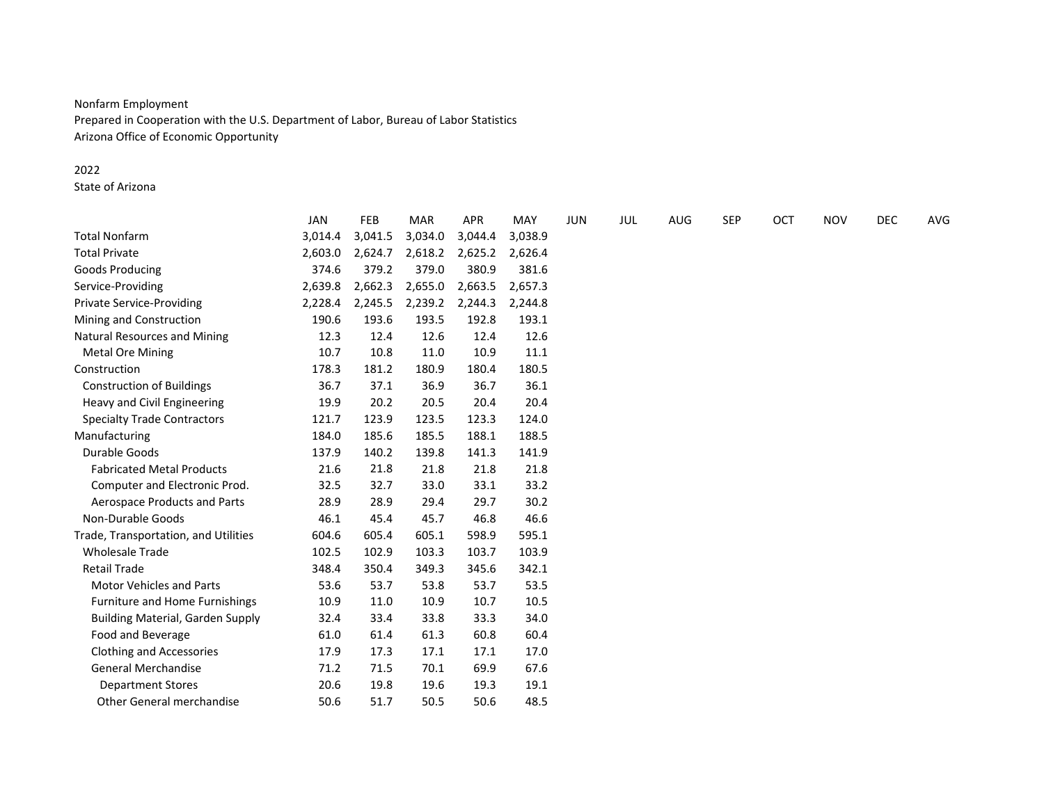Nonfarm Employment
Prepared in Cooperation with the U.S. Department of Labor, Bureau of Labor Statistics
Arizona Office of Economic Opportunity

2022
State of Arizona

| | JAN | FEB | MAR | APR | MAY | JUN | JUL | AUG | SEP | OCT | NOV | DEC | AVG |
|---|---|---|---|---|---|---|---|---|---|---|---|---|---|
| Total Nonfarm | 3,014.4 | 3,041.5 | 3,034.0 | 3,044.4 | 3,038.9 | | | | | | | | |
| Total Private | 2,603.0 | 2,624.7 | 2,618.2 | 2,625.2 | 2,626.4 | | | | | | | | |
| Goods Producing | 374.6 | 379.2 | 379.0 | 380.9 | 381.6 | | | | | | | | |
| Service-Providing | 2,639.8 | 2,662.3 | 2,655.0 | 2,663.5 | 2,657.3 | | | | | | | | |
| Private Service-Providing | 2,228.4 | 2,245.5 | 2,239.2 | 2,244.3 | 2,244.8 | | | | | | | | |
| Mining and Construction | 190.6 | 193.6 | 193.5 | 192.8 | 193.1 | | | | | | | | |
| Natural Resources and Mining | 12.3 | 12.4 | 12.6 | 12.4 | 12.6 | | | | | | | | |
| Metal Ore Mining | 10.7 | 10.8 | 11.0 | 10.9 | 11.1 | | | | | | | | |
| Construction | 178.3 | 181.2 | 180.9 | 180.4 | 180.5 | | | | | | | | |
| Construction of Buildings | 36.7 | 37.1 | 36.9 | 36.7 | 36.1 | | | | | | | | |
| Heavy and Civil Engineering | 19.9 | 20.2 | 20.5 | 20.4 | 20.4 | | | | | | | | |
| Specialty Trade Contractors | 121.7 | 123.9 | 123.5 | 123.3 | 124.0 | | | | | | | | |
| Manufacturing | 184.0 | 185.6 | 185.5 | 188.1 | 188.5 | | | | | | | | |
| Durable Goods | 137.9 | 140.2 | 139.8 | 141.3 | 141.9 | | | | | | | | |
| Fabricated Metal Products | 21.6 | 21.8 | 21.8 | 21.8 | 21.8 | | | | | | | | |
| Computer and Electronic Prod. | 32.5 | 32.7 | 33.0 | 33.1 | 33.2 | | | | | | | | |
| Aerospace Products and Parts | 28.9 | 28.9 | 29.4 | 29.7 | 30.2 | | | | | | | | |
| Non-Durable Goods | 46.1 | 45.4 | 45.7 | 46.8 | 46.6 | | | | | | | | |
| Trade, Transportation, and Utilities | 604.6 | 605.4 | 605.1 | 598.9 | 595.1 | | | | | | | | |
| Wholesale Trade | 102.5 | 102.9 | 103.3 | 103.7 | 103.9 | | | | | | | | |
| Retail Trade | 348.4 | 350.4 | 349.3 | 345.6 | 342.1 | | | | | | | | |
| Motor Vehicles and Parts | 53.6 | 53.7 | 53.8 | 53.7 | 53.5 | | | | | | | | |
| Furniture and Home Furnishings | 10.9 | 11.0 | 10.9 | 10.7 | 10.5 | | | | | | | | |
| Building Material, Garden Supply | 32.4 | 33.4 | 33.8 | 33.3 | 34.0 | | | | | | | | |
| Food and Beverage | 61.0 | 61.4 | 61.3 | 60.8 | 60.4 | | | | | | | | |
| Clothing and Accessories | 17.9 | 17.3 | 17.1 | 17.1 | 17.0 | | | | | | | | |
| General Merchandise | 71.2 | 71.5 | 70.1 | 69.9 | 67.6 | | | | | | | | |
| Department Stores | 20.6 | 19.8 | 19.6 | 19.3 | 19.1 | | | | | | | | |
| Other General merchandise | 50.6 | 51.7 | 50.5 | 50.6 | 48.5 | | | | | | | | |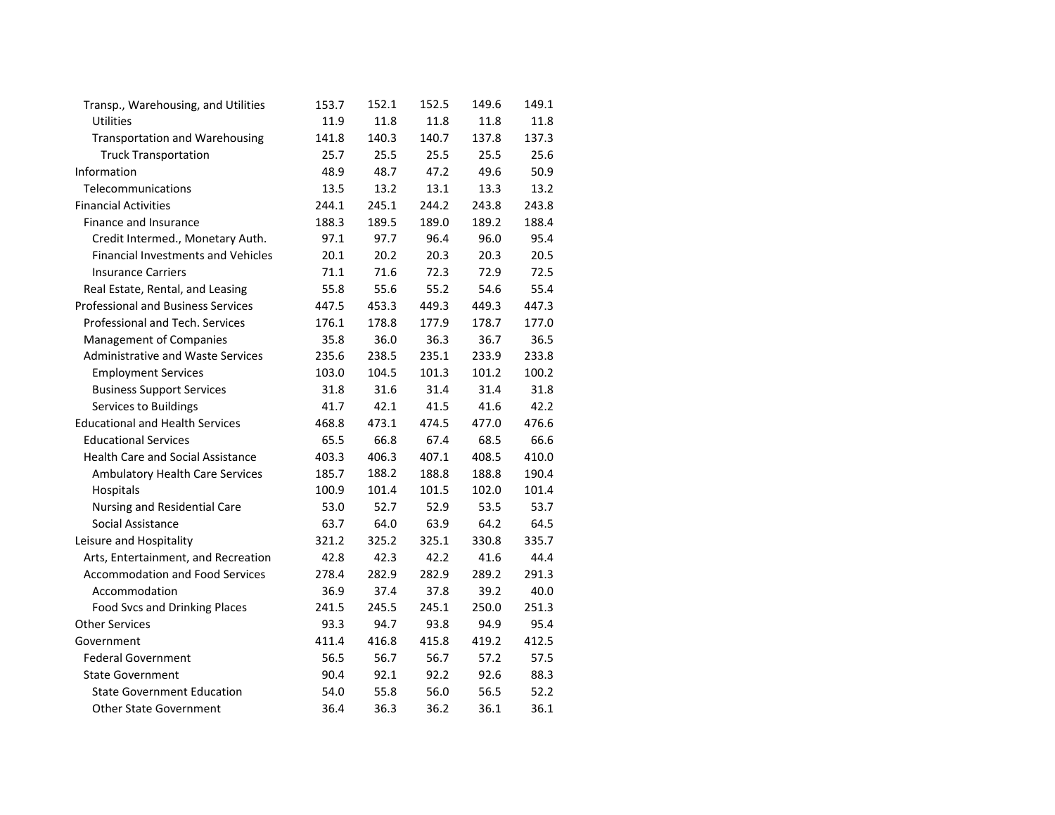| | | | | | |
|---|---|---|---|---|---|
| Transp., Warehousing, and Utilities | 153.7 | 152.1 | 152.5 | 149.6 | 149.1 |
| Utilities | 11.9 | 11.8 | 11.8 | 11.8 | 11.8 |
| Transportation and Warehousing | 141.8 | 140.3 | 140.7 | 137.8 | 137.3 |
| Truck Transportation | 25.7 | 25.5 | 25.5 | 25.5 | 25.6 |
| Information | 48.9 | 48.7 | 47.2 | 49.6 | 50.9 |
| Telecommunications | 13.5 | 13.2 | 13.1 | 13.3 | 13.2 |
| Financial Activities | 244.1 | 245.1 | 244.2 | 243.8 | 243.8 |
| Finance and Insurance | 188.3 | 189.5 | 189.0 | 189.2 | 188.4 |
| Credit Intermed., Monetary Auth. | 97.1 | 97.7 | 96.4 | 96.0 | 95.4 |
| Financial Investments and Vehicles | 20.1 | 20.2 | 20.3 | 20.3 | 20.5 |
| Insurance Carriers | 71.1 | 71.6 | 72.3 | 72.9 | 72.5 |
| Real Estate, Rental, and Leasing | 55.8 | 55.6 | 55.2 | 54.6 | 55.4 |
| Professional and Business Services | 447.5 | 453.3 | 449.3 | 449.3 | 447.3 |
| Professional and Tech. Services | 176.1 | 178.8 | 177.9 | 178.7 | 177.0 |
| Management of Companies | 35.8 | 36.0 | 36.3 | 36.7 | 36.5 |
| Administrative and Waste Services | 235.6 | 238.5 | 235.1 | 233.9 | 233.8 |
| Employment Services | 103.0 | 104.5 | 101.3 | 101.2 | 100.2 |
| Business Support Services | 31.8 | 31.6 | 31.4 | 31.4 | 31.8 |
| Services to Buildings | 41.7 | 42.1 | 41.5 | 41.6 | 42.2 |
| Educational and Health Services | 468.8 | 473.1 | 474.5 | 477.0 | 476.6 |
| Educational Services | 65.5 | 66.8 | 67.4 | 68.5 | 66.6 |
| Health Care and Social Assistance | 403.3 | 406.3 | 407.1 | 408.5 | 410.0 |
| Ambulatory Health Care Services | 185.7 | 188.2 | 188.8 | 188.8 | 190.4 |
| Hospitals | 100.9 | 101.4 | 101.5 | 102.0 | 101.4 |
| Nursing and Residential Care | 53.0 | 52.7 | 52.9 | 53.5 | 53.7 |
| Social Assistance | 63.7 | 64.0 | 63.9 | 64.2 | 64.5 |
| Leisure and Hospitality | 321.2 | 325.2 | 325.1 | 330.8 | 335.7 |
| Arts, Entertainment, and Recreation | 42.8 | 42.3 | 42.2 | 41.6 | 44.4 |
| Accommodation and Food Services | 278.4 | 282.9 | 282.9 | 289.2 | 291.3 |
| Accommodation | 36.9 | 37.4 | 37.8 | 39.2 | 40.0 |
| Food Svcs and Drinking Places | 241.5 | 245.5 | 245.1 | 250.0 | 251.3 |
| Other Services | 93.3 | 94.7 | 93.8 | 94.9 | 95.4 |
| Government | 411.4 | 416.8 | 415.8 | 419.2 | 412.5 |
| Federal Government | 56.5 | 56.7 | 56.7 | 57.2 | 57.5 |
| State Government | 90.4 | 92.1 | 92.2 | 92.6 | 88.3 |
| State Government Education | 54.0 | 55.8 | 56.0 | 56.5 | 52.2 |
| Other State Government | 36.4 | 36.3 | 36.2 | 36.1 | 36.1 |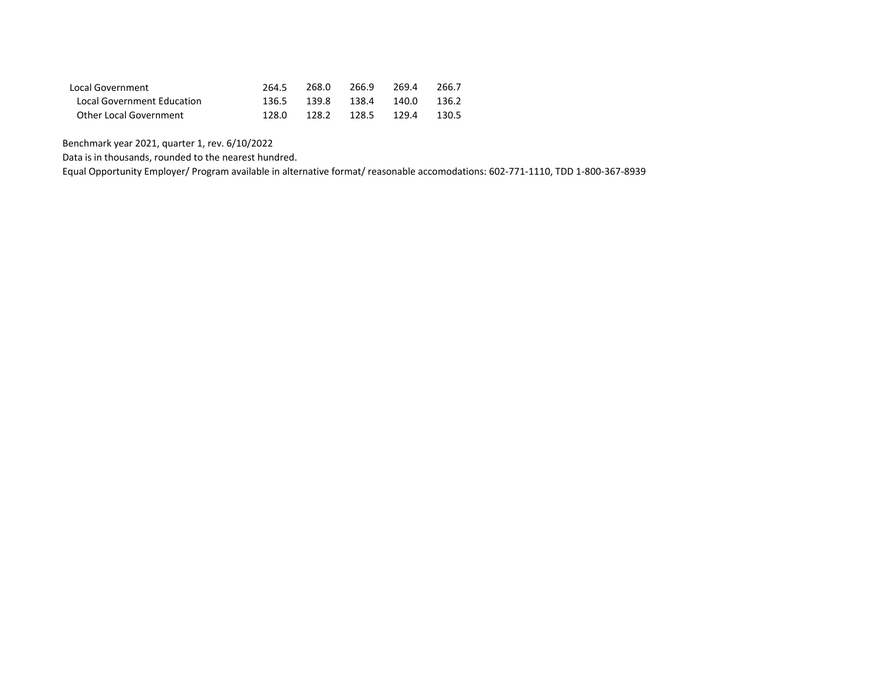| | | | | | |
|---|---|---|---|---|---|
| Local Government | 264.5 | 268.0 | 266.9 | 269.4 | 266.7 |
| Local Government Education | 136.5 | 139.8 | 138.4 | 140.0 | 136.2 |
| Other Local Government | 128.0 | 128.2 | 128.5 | 129.4 | 130.5 |

Benchmark year 2021, quarter 1, rev. 6/10/2022

Data is in thousands, rounded to the nearest hundred.

Equal Opportunity Employer/ Program available in alternative format/ reasonable accomodations: 602-771-1110, TDD 1-800-367-8939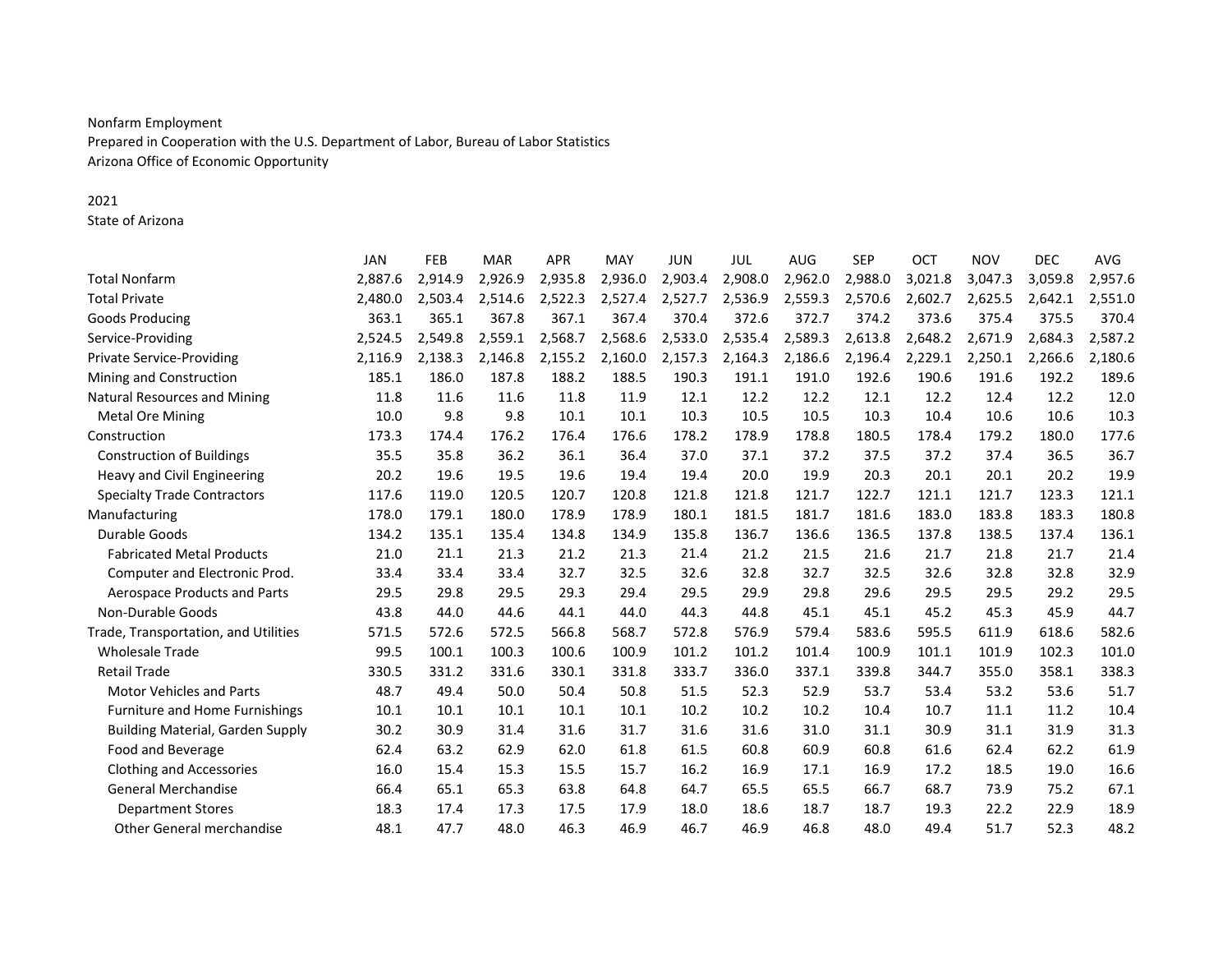Nonfarm Employment
Prepared in Cooperation with the U.S. Department of Labor, Bureau of Labor Statistics
Arizona Office of Economic Opportunity

2021
State of Arizona

| | JAN | FEB | MAR | APR | MAY | JUN | JUL | AUG | SEP | OCT | NOV | DEC | AVG |
|---|---|---|---|---|---|---|---|---|---|---|---|---|---|
| Total Nonfarm | 2,887.6 | 2,914.9 | 2,926.9 | 2,935.8 | 2,936.0 | 2,903.4 | 2,908.0 | 2,962.0 | 2,988.0 | 3,021.8 | 3,047.3 | 3,059.8 | 2,957.6 |
| Total Private | 2,480.0 | 2,503.4 | 2,514.6 | 2,522.3 | 2,527.4 | 2,527.7 | 2,536.9 | 2,559.3 | 2,570.6 | 2,602.7 | 2,625.5 | 2,642.1 | 2,551.0 |
| Goods Producing | 363.1 | 365.1 | 367.8 | 367.1 | 367.4 | 370.4 | 372.6 | 372.7 | 374.2 | 373.6 | 375.4 | 375.5 | 370.4 |
| Service-Providing | 2,524.5 | 2,549.8 | 2,559.1 | 2,568.7 | 2,568.6 | 2,533.0 | 2,535.4 | 2,589.3 | 2,613.8 | 2,648.2 | 2,671.9 | 2,684.3 | 2,587.2 |
| Private Service-Providing | 2,116.9 | 2,138.3 | 2,146.8 | 2,155.2 | 2,160.0 | 2,157.3 | 2,164.3 | 2,186.6 | 2,196.4 | 2,229.1 | 2,250.1 | 2,266.6 | 2,180.6 |
| Mining and Construction | 185.1 | 186.0 | 187.8 | 188.2 | 188.5 | 190.3 | 191.1 | 191.0 | 192.6 | 190.6 | 191.6 | 192.2 | 189.6 |
| Natural Resources and Mining | 11.8 | 11.6 | 11.6 | 11.8 | 11.9 | 12.1 | 12.2 | 12.2 | 12.1 | 12.2 | 12.4 | 12.2 | 12.0 |
| Metal Ore Mining | 10.0 | 9.8 | 9.8 | 10.1 | 10.1 | 10.3 | 10.5 | 10.5 | 10.3 | 10.4 | 10.6 | 10.6 | 10.3 |
| Construction | 173.3 | 174.4 | 176.2 | 176.4 | 176.6 | 178.2 | 178.9 | 178.8 | 180.5 | 178.4 | 179.2 | 180.0 | 177.6 |
| Construction of Buildings | 35.5 | 35.8 | 36.2 | 36.1 | 36.4 | 37.0 | 37.1 | 37.2 | 37.5 | 37.2 | 37.4 | 36.5 | 36.7 |
| Heavy and Civil Engineering | 20.2 | 19.6 | 19.5 | 19.6 | 19.4 | 19.4 | 20.0 | 19.9 | 20.3 | 20.1 | 20.1 | 20.2 | 19.9 |
| Specialty Trade Contractors | 117.6 | 119.0 | 120.5 | 120.7 | 120.8 | 121.8 | 121.8 | 121.7 | 122.7 | 121.1 | 121.7 | 123.3 | 121.1 |
| Manufacturing | 178.0 | 179.1 | 180.0 | 178.9 | 178.9 | 180.1 | 181.5 | 181.7 | 181.6 | 183.0 | 183.8 | 183.3 | 180.8 |
| Durable Goods | 134.2 | 135.1 | 135.4 | 134.8 | 134.9 | 135.8 | 136.7 | 136.6 | 136.5 | 137.8 | 138.5 | 137.4 | 136.1 |
| Fabricated Metal Products | 21.0 | 21.1 | 21.3 | 21.2 | 21.3 | 21.4 | 21.2 | 21.5 | 21.6 | 21.7 | 21.8 | 21.7 | 21.4 |
| Computer and Electronic Prod. | 33.4 | 33.4 | 33.4 | 32.7 | 32.5 | 32.6 | 32.8 | 32.7 | 32.5 | 32.6 | 32.8 | 32.8 | 32.9 |
| Aerospace Products and Parts | 29.5 | 29.8 | 29.5 | 29.3 | 29.4 | 29.5 | 29.9 | 29.8 | 29.6 | 29.5 | 29.5 | 29.2 | 29.5 |
| Non-Durable Goods | 43.8 | 44.0 | 44.6 | 44.1 | 44.0 | 44.3 | 44.8 | 45.1 | 45.1 | 45.2 | 45.3 | 45.9 | 44.7 |
| Trade, Transportation, and Utilities | 571.5 | 572.6 | 572.5 | 566.8 | 568.7 | 572.8 | 576.9 | 579.4 | 583.6 | 595.5 | 611.9 | 618.6 | 582.6 |
| Wholesale Trade | 99.5 | 100.1 | 100.3 | 100.6 | 100.9 | 101.2 | 101.2 | 101.4 | 100.9 | 101.1 | 101.9 | 102.3 | 101.0 |
| Retail Trade | 330.5 | 331.2 | 331.6 | 330.1 | 331.8 | 333.7 | 336.0 | 337.1 | 339.8 | 344.7 | 355.0 | 358.1 | 338.3 |
| Motor Vehicles and Parts | 48.7 | 49.4 | 50.0 | 50.4 | 50.8 | 51.5 | 52.3 | 52.9 | 53.7 | 53.4 | 53.2 | 53.6 | 51.7 |
| Furniture and Home Furnishings | 10.1 | 10.1 | 10.1 | 10.1 | 10.1 | 10.2 | 10.2 | 10.2 | 10.4 | 10.7 | 11.1 | 11.2 | 10.4 |
| Building Material, Garden Supply | 30.2 | 30.9 | 31.4 | 31.6 | 31.7 | 31.6 | 31.6 | 31.0 | 31.1 | 30.9 | 31.1 | 31.9 | 31.3 |
| Food and Beverage | 62.4 | 63.2 | 62.9 | 62.0 | 61.8 | 61.5 | 60.8 | 60.9 | 60.8 | 61.6 | 62.4 | 62.2 | 61.9 |
| Clothing and Accessories | 16.0 | 15.4 | 15.3 | 15.5 | 15.7 | 16.2 | 16.9 | 17.1 | 16.9 | 17.2 | 18.5 | 19.0 | 16.6 |
| General Merchandise | 66.4 | 65.1 | 65.3 | 63.8 | 64.8 | 64.7 | 65.5 | 65.5 | 66.7 | 68.7 | 73.9 | 75.2 | 67.1 |
| Department Stores | 18.3 | 17.4 | 17.3 | 17.5 | 17.9 | 18.0 | 18.6 | 18.7 | 18.7 | 19.3 | 22.2 | 22.9 | 18.9 |
| Other General merchandise | 48.1 | 47.7 | 48.0 | 46.3 | 46.9 | 46.7 | 46.9 | 46.8 | 48.0 | 49.4 | 51.7 | 52.3 | 48.2 |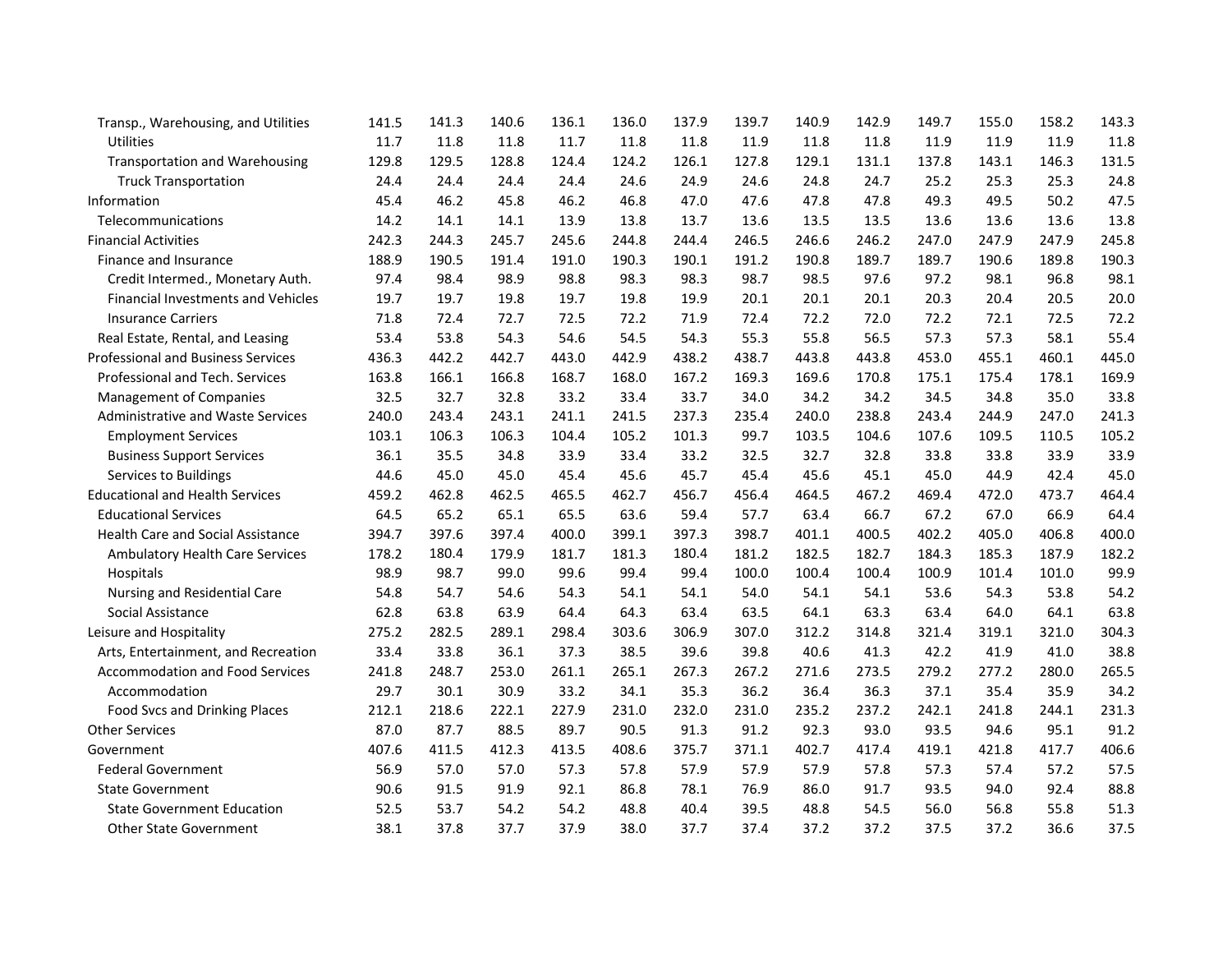| | | | | | | | | | | | | | |
|---|---|---|---|---|---|---|---|---|---|---|---|---|---|
| Transp., Warehousing, and Utilities | 141.5 | 141.3 | 140.6 | 136.1 | 136.0 | 137.9 | 139.7 | 140.9 | 142.9 | 149.7 | 155.0 | 158.2 | 143.3 |
| Utilities | 11.7 | 11.8 | 11.8 | 11.7 | 11.8 | 11.8 | 11.9 | 11.8 | 11.8 | 11.9 | 11.9 | 11.9 | 11.8 |
| Transportation and Warehousing | 129.8 | 129.5 | 128.8 | 124.4 | 124.2 | 126.1 | 127.8 | 129.1 | 131.1 | 137.8 | 143.1 | 146.3 | 131.5 |
| Truck Transportation | 24.4 | 24.4 | 24.4 | 24.4 | 24.6 | 24.9 | 24.6 | 24.8 | 24.7 | 25.2 | 25.3 | 25.3 | 24.8 |
| Information | 45.4 | 46.2 | 45.8 | 46.2 | 46.8 | 47.0 | 47.6 | 47.8 | 47.8 | 49.3 | 49.5 | 50.2 | 47.5 |
| Telecommunications | 14.2 | 14.1 | 14.1 | 13.9 | 13.8 | 13.7 | 13.6 | 13.5 | 13.5 | 13.6 | 13.6 | 13.6 | 13.8 |
| Financial Activities | 242.3 | 244.3 | 245.7 | 245.6 | 244.8 | 244.4 | 246.5 | 246.6 | 246.2 | 247.0 | 247.9 | 247.9 | 245.8 |
| Finance and Insurance | 188.9 | 190.5 | 191.4 | 191.0 | 190.3 | 190.1 | 191.2 | 190.8 | 189.7 | 189.7 | 190.6 | 189.8 | 190.3 |
| Credit Intermed., Monetary Auth. | 97.4 | 98.4 | 98.9 | 98.8 | 98.3 | 98.3 | 98.7 | 98.5 | 97.6 | 97.2 | 98.1 | 96.8 | 98.1 |
| Financial Investments and Vehicles | 19.7 | 19.7 | 19.8 | 19.7 | 19.8 | 19.9 | 20.1 | 20.1 | 20.1 | 20.3 | 20.4 | 20.5 | 20.0 |
| Insurance Carriers | 71.8 | 72.4 | 72.7 | 72.5 | 72.2 | 71.9 | 72.4 | 72.2 | 72.0 | 72.2 | 72.1 | 72.5 | 72.2 |
| Real Estate, Rental, and Leasing | 53.4 | 53.8 | 54.3 | 54.6 | 54.5 | 54.3 | 55.3 | 55.8 | 56.5 | 57.3 | 57.3 | 58.1 | 55.4 |
| Professional and Business Services | 436.3 | 442.2 | 442.7 | 443.0 | 442.9 | 438.2 | 438.7 | 443.8 | 443.8 | 453.0 | 455.1 | 460.1 | 445.0 |
| Professional and Tech. Services | 163.8 | 166.1 | 166.8 | 168.7 | 168.0 | 167.2 | 169.3 | 169.6 | 170.8 | 175.1 | 175.4 | 178.1 | 169.9 |
| Management of Companies | 32.5 | 32.7 | 32.8 | 33.2 | 33.4 | 33.7 | 34.0 | 34.2 | 34.2 | 34.5 | 34.8 | 35.0 | 33.8 |
| Administrative and Waste Services | 240.0 | 243.4 | 243.1 | 241.1 | 241.5 | 237.3 | 235.4 | 240.0 | 238.8 | 243.4 | 244.9 | 247.0 | 241.3 |
| Employment Services | 103.1 | 106.3 | 106.3 | 104.4 | 105.2 | 101.3 | 99.7 | 103.5 | 104.6 | 107.6 | 109.5 | 110.5 | 105.2 |
| Business Support Services | 36.1 | 35.5 | 34.8 | 33.9 | 33.4 | 33.2 | 32.5 | 32.7 | 32.8 | 33.8 | 33.8 | 33.9 | 33.9 |
| Services to Buildings | 44.6 | 45.0 | 45.0 | 45.4 | 45.6 | 45.7 | 45.4 | 45.6 | 45.1 | 45.0 | 44.9 | 42.4 | 45.0 |
| Educational and Health Services | 459.2 | 462.8 | 462.5 | 465.5 | 462.7 | 456.7 | 456.4 | 464.5 | 467.2 | 469.4 | 472.0 | 473.7 | 464.4 |
| Educational Services | 64.5 | 65.2 | 65.1 | 65.5 | 63.6 | 59.4 | 57.7 | 63.4 | 66.7 | 67.2 | 67.0 | 66.9 | 64.4 |
| Health Care and Social Assistance | 394.7 | 397.6 | 397.4 | 400.0 | 399.1 | 397.3 | 398.7 | 401.1 | 400.5 | 402.2 | 405.0 | 406.8 | 400.0 |
| Ambulatory Health Care Services | 178.2 | 180.4 | 179.9 | 181.7 | 181.3 | 180.4 | 181.2 | 182.5 | 182.7 | 184.3 | 185.3 | 187.9 | 182.2 |
| Hospitals | 98.9 | 98.7 | 99.0 | 99.6 | 99.4 | 99.4 | 100.0 | 100.4 | 100.4 | 100.9 | 101.4 | 101.0 | 99.9 |
| Nursing and Residential Care | 54.8 | 54.7 | 54.6 | 54.3 | 54.1 | 54.1 | 54.0 | 54.1 | 54.1 | 53.6 | 54.3 | 53.8 | 54.2 |
| Social Assistance | 62.8 | 63.8 | 63.9 | 64.4 | 64.3 | 63.4 | 63.5 | 64.1 | 63.3 | 63.4 | 64.0 | 64.1 | 63.8 |
| Leisure and Hospitality | 275.2 | 282.5 | 289.1 | 298.4 | 303.6 | 306.9 | 307.0 | 312.2 | 314.8 | 321.4 | 319.1 | 321.0 | 304.3 |
| Arts, Entertainment, and Recreation | 33.4 | 33.8 | 36.1 | 37.3 | 38.5 | 39.6 | 39.8 | 40.6 | 41.3 | 42.2 | 41.9 | 41.0 | 38.8 |
| Accommodation and Food Services | 241.8 | 248.7 | 253.0 | 261.1 | 265.1 | 267.3 | 267.2 | 271.6 | 273.5 | 279.2 | 277.2 | 280.0 | 265.5 |
| Accommodation | 29.7 | 30.1 | 30.9 | 33.2 | 34.1 | 35.3 | 36.2 | 36.4 | 36.3 | 37.1 | 35.4 | 35.9 | 34.2 |
| Food Svcs and Drinking Places | 212.1 | 218.6 | 222.1 | 227.9 | 231.0 | 232.0 | 231.0 | 235.2 | 237.2 | 242.1 | 241.8 | 244.1 | 231.3 |
| Other Services | 87.0 | 87.7 | 88.5 | 89.7 | 90.5 | 91.3 | 91.2 | 92.3 | 93.0 | 93.5 | 94.6 | 95.1 | 91.2 |
| Government | 407.6 | 411.5 | 412.3 | 413.5 | 408.6 | 375.7 | 371.1 | 402.7 | 417.4 | 419.1 | 421.8 | 417.7 | 406.6 |
| Federal Government | 56.9 | 57.0 | 57.0 | 57.3 | 57.8 | 57.9 | 57.9 | 57.9 | 57.8 | 57.3 | 57.4 | 57.2 | 57.5 |
| State Government | 90.6 | 91.5 | 91.9 | 92.1 | 86.8 | 78.1 | 76.9 | 86.0 | 91.7 | 93.5 | 94.0 | 92.4 | 88.8 |
| State Government Education | 52.5 | 53.7 | 54.2 | 54.2 | 48.8 | 40.4 | 39.5 | 48.8 | 54.5 | 56.0 | 56.8 | 55.8 | 51.3 |
| Other State Government | 38.1 | 37.8 | 37.7 | 37.9 | 38.0 | 37.7 | 37.4 | 37.2 | 37.2 | 37.5 | 37.2 | 36.6 | 37.5 |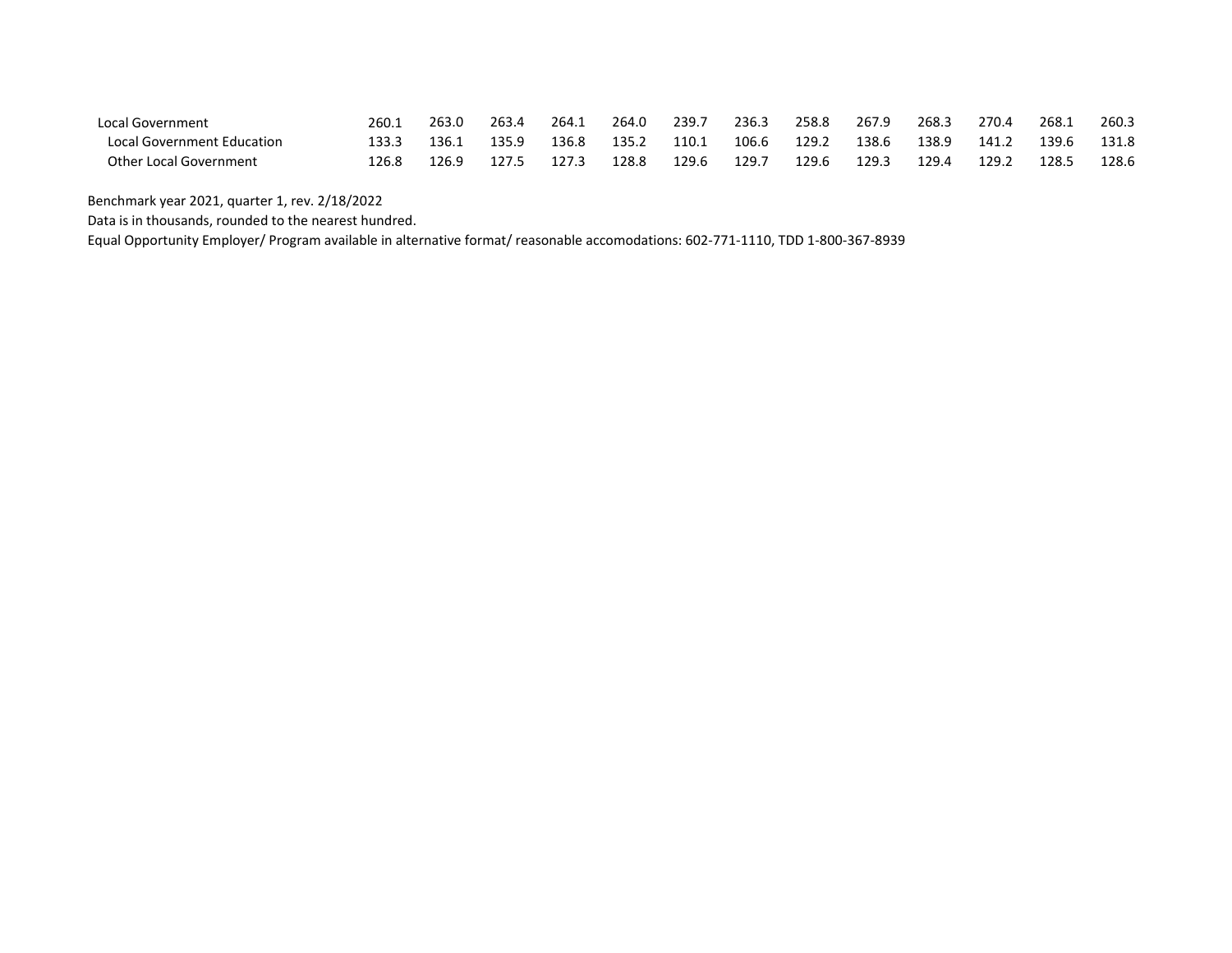| | | | | | | | | | | | | | |
|---|---|---|---|---|---|---|---|---|---|---|---|---|---|
| Local Government | 260.1 | 263.0 | 263.4 | 264.1 | 264.0 | 239.7 | 236.3 | 258.8 | 267.9 | 268.3 | 270.4 | 268.1 | 260.3 |
| Local Government Education | 133.3 | 136.1 | 135.9 | 136.8 | 135.2 | 110.1 | 106.6 | 129.2 | 138.6 | 138.9 | 141.2 | 139.6 | 131.8 |
| Other Local Government | 126.8 | 126.9 | 127.5 | 127.3 | 128.8 | 129.6 | 129.7 | 129.6 | 129.3 | 129.4 | 129.2 | 128.5 | 128.6 |

Benchmark year 2021, quarter 1, rev. 2/18/2022

Data is in thousands, rounded to the nearest hundred.

Equal Opportunity Employer/ Program available in alternative format/ reasonable accomodations: 602-771-1110, TDD 1-800-367-8939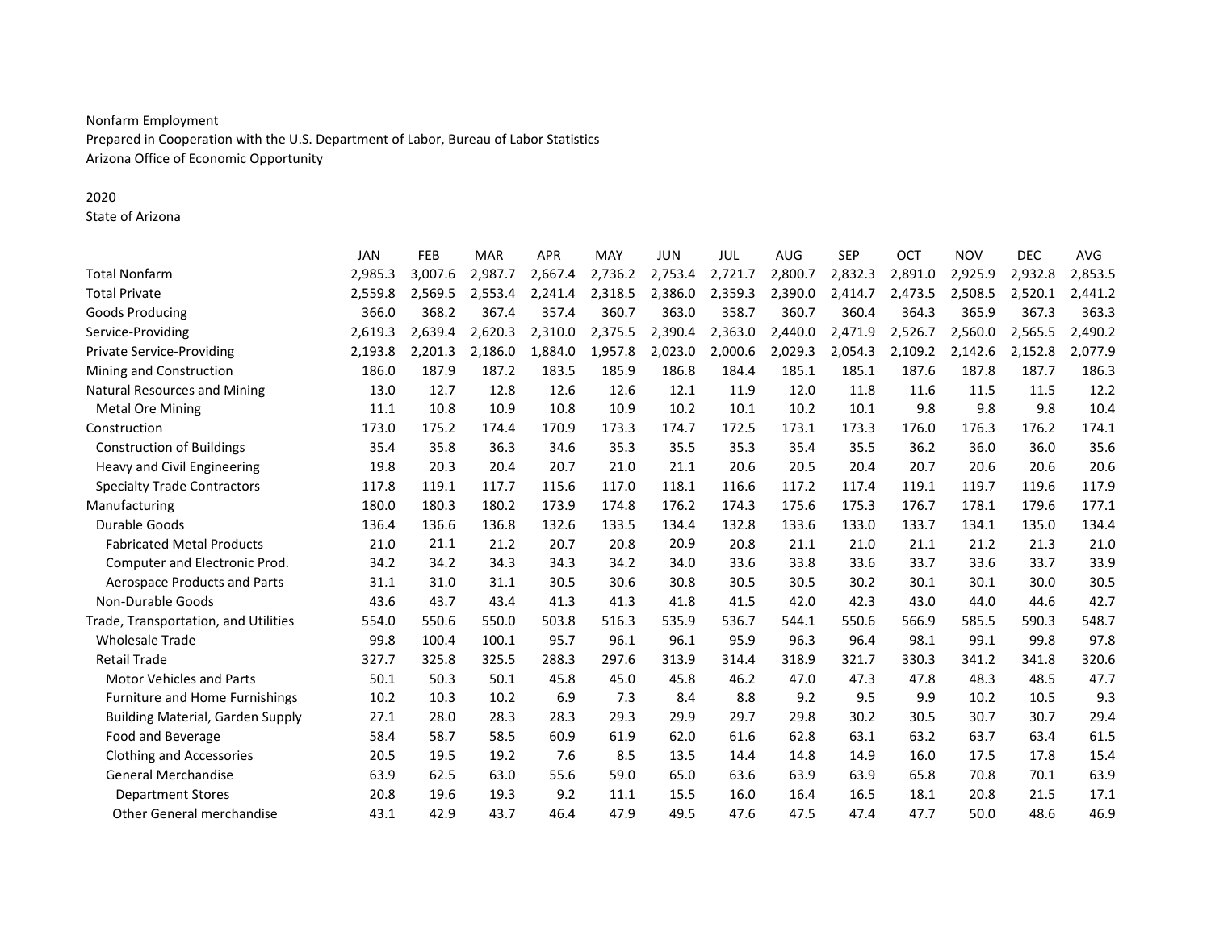Nonfarm Employment
Prepared in Cooperation with the U.S. Department of Labor, Bureau of Labor Statistics
Arizona Office of Economic Opportunity

2020
State of Arizona

| | JAN | FEB | MAR | APR | MAY | JUN | JUL | AUG | SEP | OCT | NOV | DEC | AVG |
|---|---|---|---|---|---|---|---|---|---|---|---|---|---|
| Total Nonfarm | 2,985.3 | 3,007.6 | 2,987.7 | 2,667.4 | 2,736.2 | 2,753.4 | 2,721.7 | 2,800.7 | 2,832.3 | 2,891.0 | 2,925.9 | 2,932.8 | 2,853.5 |
| Total Private | 2,559.8 | 2,569.5 | 2,553.4 | 2,241.4 | 2,318.5 | 2,386.0 | 2,359.3 | 2,390.0 | 2,414.7 | 2,473.5 | 2,508.5 | 2,520.1 | 2,441.2 |
| Goods Producing | 366.0 | 368.2 | 367.4 | 357.4 | 360.7 | 363.0 | 358.7 | 360.7 | 360.4 | 364.3 | 365.9 | 367.3 | 363.3 |
| Service-Providing | 2,619.3 | 2,639.4 | 2,620.3 | 2,310.0 | 2,375.5 | 2,390.4 | 2,363.0 | 2,440.0 | 2,471.9 | 2,526.7 | 2,560.0 | 2,565.5 | 2,490.2 |
| Private Service-Providing | 2,193.8 | 2,201.3 | 2,186.0 | 1,884.0 | 1,957.8 | 2,023.0 | 2,000.6 | 2,029.3 | 2,054.3 | 2,109.2 | 2,142.6 | 2,152.8 | 2,077.9 |
| Mining and Construction | 186.0 | 187.9 | 187.2 | 183.5 | 185.9 | 186.8 | 184.4 | 185.1 | 185.1 | 187.6 | 187.8 | 187.7 | 186.3 |
| Natural Resources and Mining | 13.0 | 12.7 | 12.8 | 12.6 | 12.6 | 12.1 | 11.9 | 12.0 | 11.8 | 11.6 | 11.5 | 11.5 | 12.2 |
| Metal Ore Mining | 11.1 | 10.8 | 10.9 | 10.8 | 10.9 | 10.2 | 10.1 | 10.2 | 10.1 | 9.8 | 9.8 | 9.8 | 10.4 |
| Construction | 173.0 | 175.2 | 174.4 | 170.9 | 173.3 | 174.7 | 172.5 | 173.1 | 173.3 | 176.0 | 176.3 | 176.2 | 174.1 |
| Construction of Buildings | 35.4 | 35.8 | 36.3 | 34.6 | 35.3 | 35.5 | 35.3 | 35.4 | 35.5 | 36.2 | 36.0 | 36.0 | 35.6 |
| Heavy and Civil Engineering | 19.8 | 20.3 | 20.4 | 20.7 | 21.0 | 21.1 | 20.6 | 20.5 | 20.4 | 20.7 | 20.6 | 20.6 | 20.6 |
| Specialty Trade Contractors | 117.8 | 119.1 | 117.7 | 115.6 | 117.0 | 118.1 | 116.6 | 117.2 | 117.4 | 119.1 | 119.7 | 119.6 | 117.9 |
| Manufacturing | 180.0 | 180.3 | 180.2 | 173.9 | 174.8 | 176.2 | 174.3 | 175.6 | 175.3 | 176.7 | 178.1 | 179.6 | 177.1 |
| Durable Goods | 136.4 | 136.6 | 136.8 | 132.6 | 133.5 | 134.4 | 132.8 | 133.6 | 133.0 | 133.7 | 134.1 | 135.0 | 134.4 |
| Fabricated Metal Products | 21.0 | 21.1 | 21.2 | 20.7 | 20.8 | 20.9 | 20.8 | 21.1 | 21.0 | 21.1 | 21.2 | 21.3 | 21.0 |
| Computer and Electronic Prod. | 34.2 | 34.2 | 34.3 | 34.3 | 34.2 | 34.0 | 33.6 | 33.8 | 33.6 | 33.7 | 33.6 | 33.7 | 33.9 |
| Aerospace Products and Parts | 31.1 | 31.0 | 31.1 | 30.5 | 30.6 | 30.8 | 30.5 | 30.5 | 30.2 | 30.1 | 30.1 | 30.0 | 30.5 |
| Non-Durable Goods | 43.6 | 43.7 | 43.4 | 41.3 | 41.3 | 41.8 | 41.5 | 42.0 | 42.3 | 43.0 | 44.0 | 44.6 | 42.7 |
| Trade, Transportation, and Utilities | 554.0 | 550.6 | 550.0 | 503.8 | 516.3 | 535.9 | 536.7 | 544.1 | 550.6 | 566.9 | 585.5 | 590.3 | 548.7 |
| Wholesale Trade | 99.8 | 100.4 | 100.1 | 95.7 | 96.1 | 96.1 | 95.9 | 96.3 | 96.4 | 98.1 | 99.1 | 99.8 | 97.8 |
| Retail Trade | 327.7 | 325.8 | 325.5 | 288.3 | 297.6 | 313.9 | 314.4 | 318.9 | 321.7 | 330.3 | 341.2 | 341.8 | 320.6 |
| Motor Vehicles and Parts | 50.1 | 50.3 | 50.1 | 45.8 | 45.0 | 45.8 | 46.2 | 47.0 | 47.3 | 47.8 | 48.3 | 48.5 | 47.7 |
| Furniture and Home Furnishings | 10.2 | 10.3 | 10.2 | 6.9 | 7.3 | 8.4 | 8.8 | 9.2 | 9.5 | 9.9 | 10.2 | 10.5 | 9.3 |
| Building Material, Garden Supply | 27.1 | 28.0 | 28.3 | 28.3 | 29.3 | 29.9 | 29.7 | 29.8 | 30.2 | 30.5 | 30.7 | 30.7 | 29.4 |
| Food and Beverage | 58.4 | 58.7 | 58.5 | 60.9 | 61.9 | 62.0 | 61.6 | 62.8 | 63.1 | 63.2 | 63.7 | 63.4 | 61.5 |
| Clothing and Accessories | 20.5 | 19.5 | 19.2 | 7.6 | 8.5 | 13.5 | 14.4 | 14.8 | 14.9 | 16.0 | 17.5 | 17.8 | 15.4 |
| General Merchandise | 63.9 | 62.5 | 63.0 | 55.6 | 59.0 | 65.0 | 63.6 | 63.9 | 63.9 | 65.8 | 70.8 | 70.1 | 63.9 |
| Department Stores | 20.8 | 19.6 | 19.3 | 9.2 | 11.1 | 15.5 | 16.0 | 16.4 | 16.5 | 18.1 | 20.8 | 21.5 | 17.1 |
| Other General merchandise | 43.1 | 42.9 | 43.7 | 46.4 | 47.9 | 49.5 | 47.6 | 47.5 | 47.4 | 47.7 | 50.0 | 48.6 | 46.9 |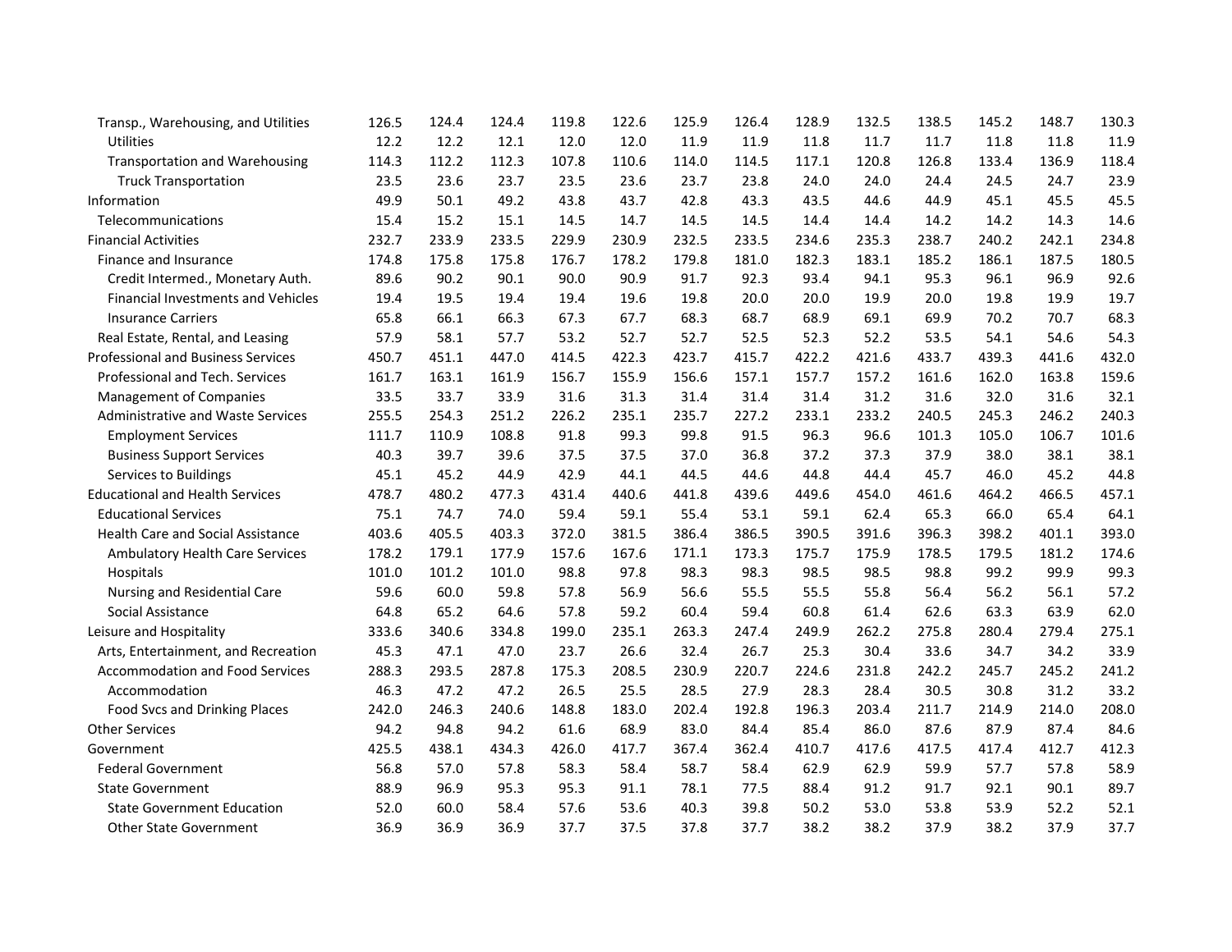| | | | | | | | | | | | | | |
|---|---|---|---|---|---|---|---|---|---|---|---|---|---|
| Transp., Warehousing, and Utilities | 126.5 | 124.4 | 124.4 | 119.8 | 122.6 | 125.9 | 126.4 | 128.9 | 132.5 | 138.5 | 145.2 | 148.7 | 130.3 |
| Utilities | 12.2 | 12.2 | 12.1 | 12.0 | 12.0 | 11.9 | 11.9 | 11.8 | 11.7 | 11.7 | 11.8 | 11.8 | 11.9 |
| Transportation and Warehousing | 114.3 | 112.2 | 112.3 | 107.8 | 110.6 | 114.0 | 114.5 | 117.1 | 120.8 | 126.8 | 133.4 | 136.9 | 118.4 |
| Truck Transportation | 23.5 | 23.6 | 23.7 | 23.5 | 23.6 | 23.7 | 23.8 | 24.0 | 24.0 | 24.4 | 24.5 | 24.7 | 23.9 |
| Information | 49.9 | 50.1 | 49.2 | 43.8 | 43.7 | 42.8 | 43.3 | 43.5 | 44.6 | 44.9 | 45.1 | 45.5 | 45.5 |
| Telecommunications | 15.4 | 15.2 | 15.1 | 14.5 | 14.7 | 14.5 | 14.5 | 14.4 | 14.4 | 14.2 | 14.2 | 14.3 | 14.6 |
| Financial Activities | 232.7 | 233.9 | 233.5 | 229.9 | 230.9 | 232.5 | 233.5 | 234.6 | 235.3 | 238.7 | 240.2 | 242.1 | 234.8 |
| Finance and Insurance | 174.8 | 175.8 | 175.8 | 176.7 | 178.2 | 179.8 | 181.0 | 182.3 | 183.1 | 185.2 | 186.1 | 187.5 | 180.5 |
| Credit Intermed., Monetary Auth. | 89.6 | 90.2 | 90.1 | 90.0 | 90.9 | 91.7 | 92.3 | 93.4 | 94.1 | 95.3 | 96.1 | 96.9 | 92.6 |
| Financial Investments and Vehicles | 19.4 | 19.5 | 19.4 | 19.4 | 19.6 | 19.8 | 20.0 | 20.0 | 19.9 | 20.0 | 19.8 | 19.9 | 19.7 |
| Insurance Carriers | 65.8 | 66.1 | 66.3 | 67.3 | 67.7 | 68.3 | 68.7 | 68.9 | 69.1 | 69.9 | 70.2 | 70.7 | 68.3 |
| Real Estate, Rental, and Leasing | 57.9 | 58.1 | 57.7 | 53.2 | 52.7 | 52.7 | 52.5 | 52.3 | 52.2 | 53.5 | 54.1 | 54.6 | 54.3 |
| Professional and Business Services | 450.7 | 451.1 | 447.0 | 414.5 | 422.3 | 423.7 | 415.7 | 422.2 | 421.6 | 433.7 | 439.3 | 441.6 | 432.0 |
| Professional and Tech. Services | 161.7 | 163.1 | 161.9 | 156.7 | 155.9 | 156.6 | 157.1 | 157.7 | 157.2 | 161.6 | 162.0 | 163.8 | 159.6 |
| Management of Companies | 33.5 | 33.7 | 33.9 | 31.6 | 31.3 | 31.4 | 31.4 | 31.4 | 31.2 | 31.6 | 32.0 | 31.6 | 32.1 |
| Administrative and Waste Services | 255.5 | 254.3 | 251.2 | 226.2 | 235.1 | 235.7 | 227.2 | 233.1 | 233.2 | 240.5 | 245.3 | 246.2 | 240.3 |
| Employment Services | 111.7 | 110.9 | 108.8 | 91.8 | 99.3 | 99.8 | 91.5 | 96.3 | 96.6 | 101.3 | 105.0 | 106.7 | 101.6 |
| Business Support Services | 40.3 | 39.7 | 39.6 | 37.5 | 37.5 | 37.0 | 36.8 | 37.2 | 37.3 | 37.9 | 38.0 | 38.1 | 38.1 |
| Services to Buildings | 45.1 | 45.2 | 44.9 | 42.9 | 44.1 | 44.5 | 44.6 | 44.8 | 44.4 | 45.7 | 46.0 | 45.2 | 44.8 |
| Educational and Health Services | 478.7 | 480.2 | 477.3 | 431.4 | 440.6 | 441.8 | 439.6 | 449.6 | 454.0 | 461.6 | 464.2 | 466.5 | 457.1 |
| Educational Services | 75.1 | 74.7 | 74.0 | 59.4 | 59.1 | 55.4 | 53.1 | 59.1 | 62.4 | 65.3 | 66.0 | 65.4 | 64.1 |
| Health Care and Social Assistance | 403.6 | 405.5 | 403.3 | 372.0 | 381.5 | 386.4 | 386.5 | 390.5 | 391.6 | 396.3 | 398.2 | 401.1 | 393.0 |
| Ambulatory Health Care Services | 178.2 | 179.1 | 177.9 | 157.6 | 167.6 | 171.1 | 173.3 | 175.7 | 175.9 | 178.5 | 179.5 | 181.2 | 174.6 |
| Hospitals | 101.0 | 101.2 | 101.0 | 98.8 | 97.8 | 98.3 | 98.3 | 98.5 | 98.5 | 98.8 | 99.2 | 99.9 | 99.3 |
| Nursing and Residential Care | 59.6 | 60.0 | 59.8 | 57.8 | 56.9 | 56.6 | 55.5 | 55.5 | 55.8 | 56.4 | 56.2 | 56.1 | 57.2 |
| Social Assistance | 64.8 | 65.2 | 64.6 | 57.8 | 59.2 | 60.4 | 59.4 | 60.8 | 61.4 | 62.6 | 63.3 | 63.9 | 62.0 |
| Leisure and Hospitality | 333.6 | 340.6 | 334.8 | 199.0 | 235.1 | 263.3 | 247.4 | 249.9 | 262.2 | 275.8 | 280.4 | 279.4 | 275.1 |
| Arts, Entertainment, and Recreation | 45.3 | 47.1 | 47.0 | 23.7 | 26.6 | 32.4 | 26.7 | 25.3 | 30.4 | 33.6 | 34.7 | 34.2 | 33.9 |
| Accommodation and Food Services | 288.3 | 293.5 | 287.8 | 175.3 | 208.5 | 230.9 | 220.7 | 224.6 | 231.8 | 242.2 | 245.7 | 245.2 | 241.2 |
| Accommodation | 46.3 | 47.2 | 47.2 | 26.5 | 25.5 | 28.5 | 27.9 | 28.3 | 28.4 | 30.5 | 30.8 | 31.2 | 33.2 |
| Food Svcs and Drinking Places | 242.0 | 246.3 | 240.6 | 148.8 | 183.0 | 202.4 | 192.8 | 196.3 | 203.4 | 211.7 | 214.9 | 214.0 | 208.0 |
| Other Services | 94.2 | 94.8 | 94.2 | 61.6 | 68.9 | 83.0 | 84.4 | 85.4 | 86.0 | 87.6 | 87.9 | 87.4 | 84.6 |
| Government | 425.5 | 438.1 | 434.3 | 426.0 | 417.7 | 367.4 | 362.4 | 410.7 | 417.6 | 417.5 | 417.4 | 412.7 | 412.3 |
| Federal Government | 56.8 | 57.0 | 57.8 | 58.3 | 58.4 | 58.7 | 58.4 | 62.9 | 62.9 | 59.9 | 57.7 | 57.8 | 58.9 |
| State Government | 88.9 | 96.9 | 95.3 | 95.3 | 91.1 | 78.1 | 77.5 | 88.4 | 91.2 | 91.7 | 92.1 | 90.1 | 89.7 |
| State Government Education | 52.0 | 60.0 | 58.4 | 57.6 | 53.6 | 40.3 | 39.8 | 50.2 | 53.0 | 53.8 | 53.9 | 52.2 | 52.1 |
| Other State Government | 36.9 | 36.9 | 36.9 | 37.7 | 37.5 | 37.8 | 37.7 | 38.2 | 38.2 | 37.9 | 38.2 | 37.9 | 37.7 |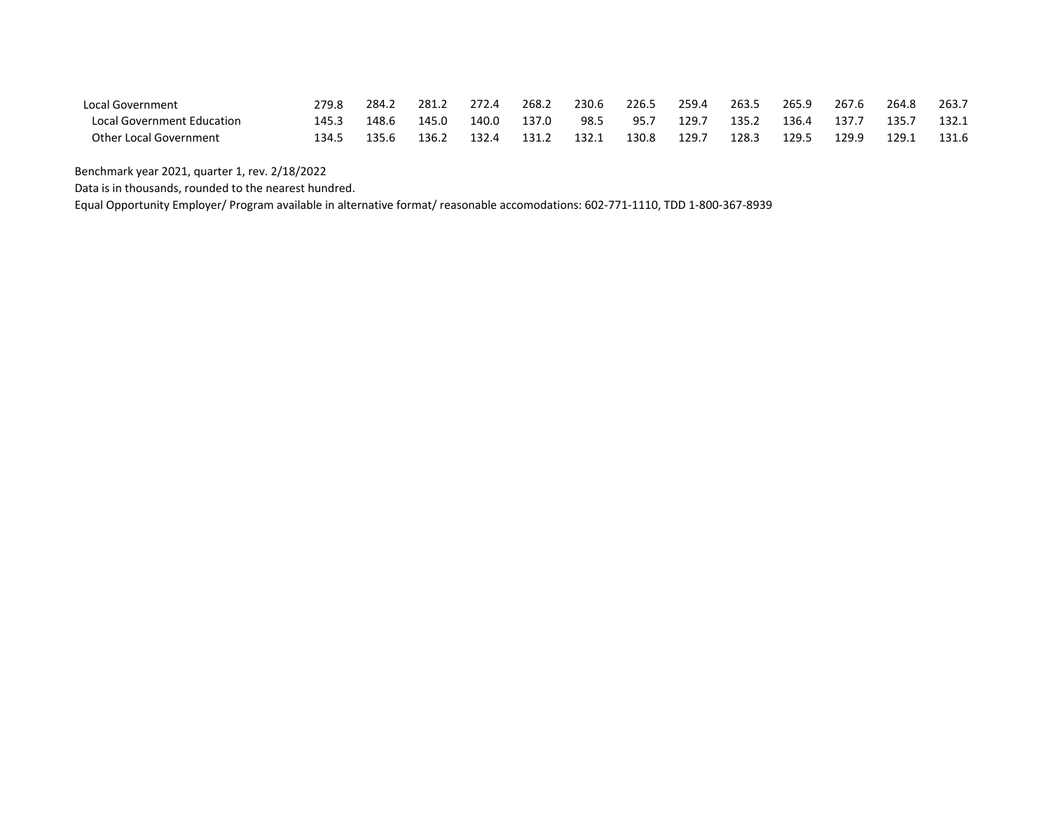| | | | | | | | | | | | | | |
|---|---|---|---|---|---|---|---|---|---|---|---|---|---|
| Local Government | 279.8 | 284.2 | 281.2 | 272.4 | 268.2 | 230.6 | 226.5 | 259.4 | 263.5 | 265.9 | 267.6 | 264.8 | 263.7 |
| Local Government Education | 145.3 | 148.6 | 145.0 | 140.0 | 137.0 | 98.5 | 95.7 | 129.7 | 135.2 | 136.4 | 137.7 | 135.7 | 132.1 |
| Other Local Government | 134.5 | 135.6 | 136.2 | 132.4 | 131.2 | 132.1 | 130.8 | 129.7 | 128.3 | 129.5 | 129.9 | 129.1 | 131.6 |

Benchmark year 2021, quarter 1, rev. 2/18/2022

Data is in thousands, rounded to the nearest hundred.

Equal Opportunity Employer/ Program available in alternative format/ reasonable accomodations: 602-771-1110, TDD 1-800-367-8939